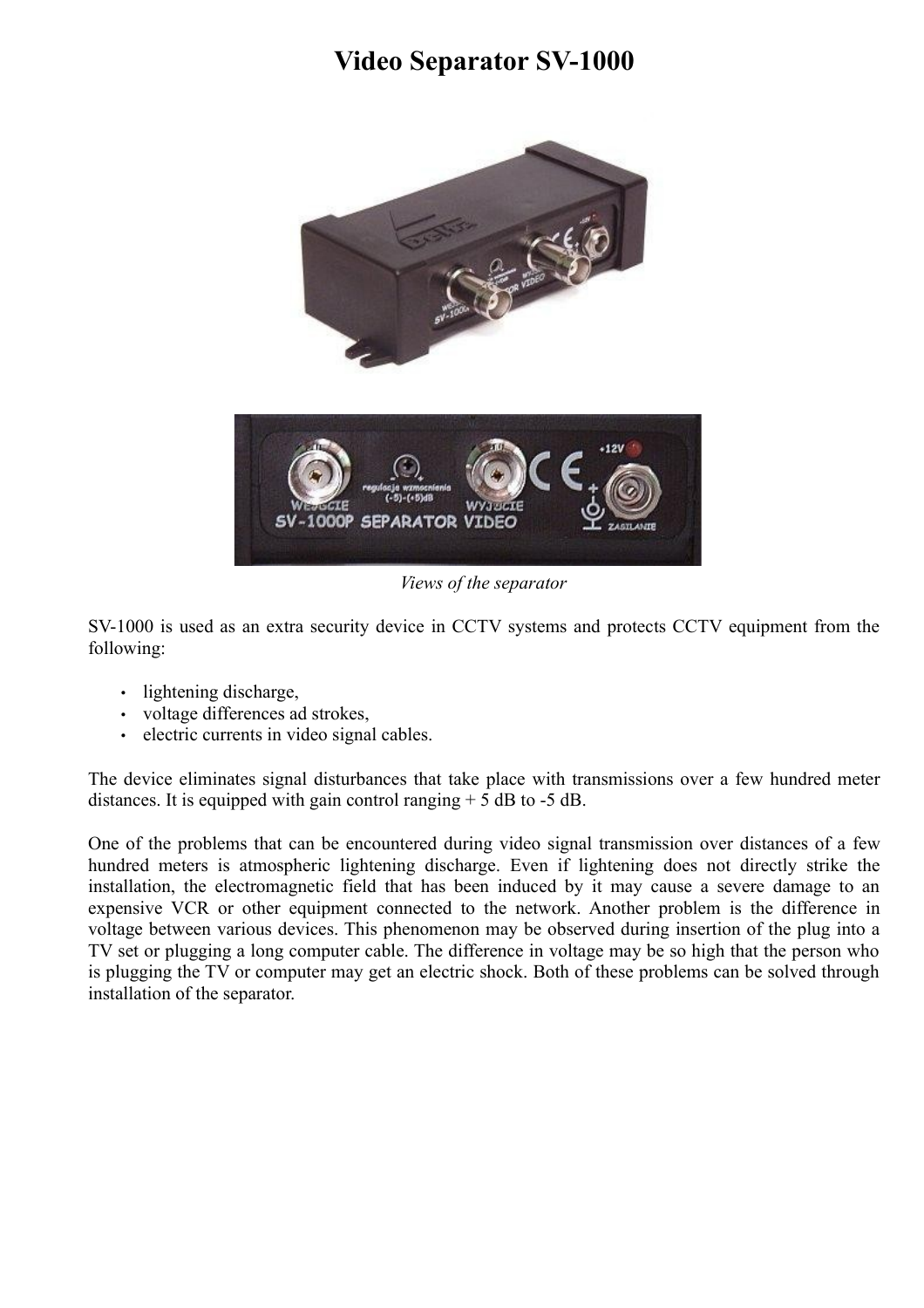# Video Separator SV-1000

*Views of the separator*

SV-1000 is used as an extra security device in CCTV systems and protects CCTV equipment from the following:

- lightening discharge,
- voltage differences ad strokes,
- electric currents in video signal cables.

The device eliminates signal disturbances that take place with transmissions over a few hundred meter distances. It is equipped with gain control ranging + 5 dB to -5 dB.

One of the problems that can be encountered during video signal transmission over distances of a few hundred meters is atmospheric lightening discharge. Even if lightening does not directly strike the installation, the electromagnetic field that has been induced by it may cause a severe damage to an expensive VCR or other equipment connected to the network. Another problem is the difference in voltage between various devices. This phenomenon may be observed during insertion of the plug into a TV set or plugging a long computer cable. The difference in voltage may be so high that the person who is plugging the TV or computer may get an electric shock. Both of these problems can be solved through installation of the separator.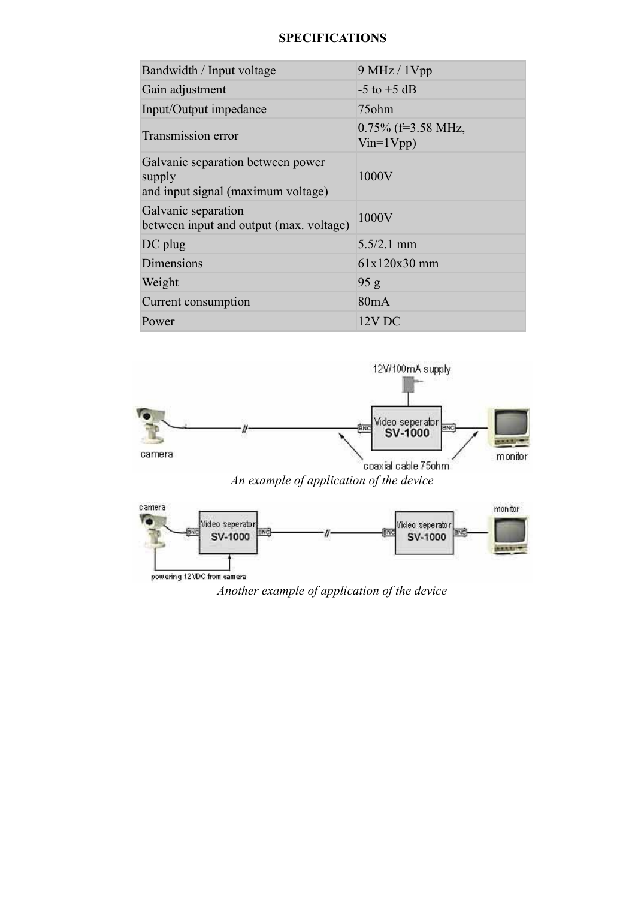# SPECIFICATIONS

| | |
|---|---|
| Bandwidth / Input voltage | 9 MHz / 1Vpp |
| Gain adjustment | -5 to +5 dB |
| Input/Output impedance | 75ohm |
| Transmission error | 0.75% (f=3.58 MHz, Vin=1Vpp) |
| Galvanic separation between power supply and input signal (maximum voltage) | 1000V |
| Galvanic separation between input and output (max. voltage) | 1000V |
| DC plug | 5.5/2.1 mm |
| Dimensions | 61x120x30 mm |
| Weight | 95 g |
| Current consumption | 80mA |
| Power | 12V DC |

12V/100mA supply
camera
BNC
Video seperator
SV-1000
BNC
monitor
coaxial cable 75ohm

*An example of application of the device*

camera
BNC
Video seperator
SV-1000
BNC
BNC
Video seperator
SV-1000
BNC
monitor
powering 12VDC from camera

*Another example of application of the device*